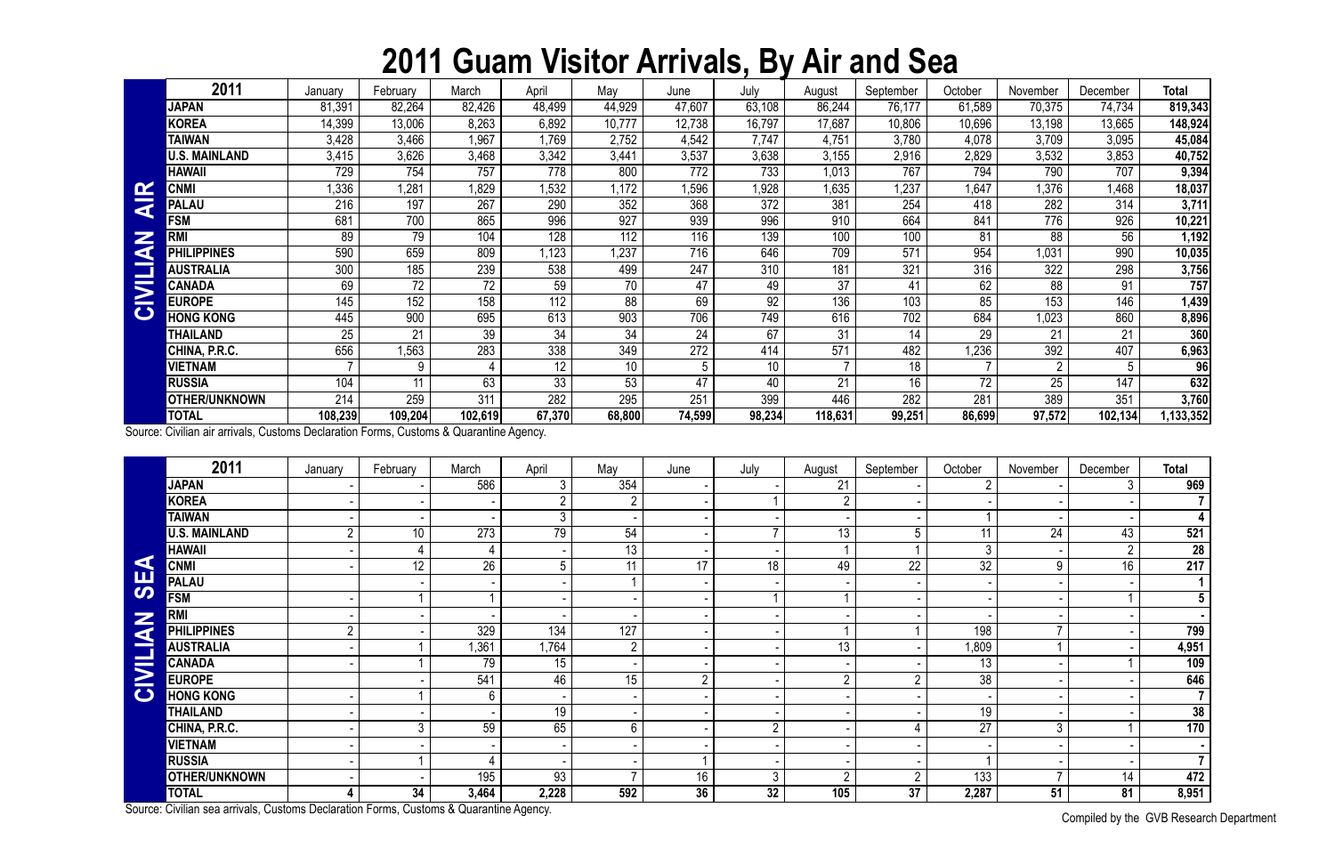# 2011 Guam Visitor Arrivals, By Air and Sea

**CIVILIAN AIR**

| 2011 | January | February | March | April | May | June | July | August | September | October | November | December | Total |
|---|---|---|---|---|---|---|---|---|---|---|---|---|---|
| JAPAN | 81,391 | 82,264 | 82,426 | 48,499 | 44,929 | 47,607 | 63,108 | 86,244 | 76,177 | 61,589 | 70,375 | 74,734 | 819,343 |
| KOREA | 14,399 | 13,006 | 8,263 | 6,892 | 10,777 | 12,738 | 16,797 | 17,687 | 10,806 | 10,696 | 13,198 | 13,665 | 148,924 |
| TAIWAN | 3,428 | 3,466 | 1,967 | 1,769 | 2,752 | 4,542 | 7,747 | 4,751 | 3,780 | 4,078 | 3,709 | 3,095 | 45,084 |
| U.S. MAINLAND | 3,415 | 3,626 | 3,468 | 3,342 | 3,441 | 3,537 | 3,638 | 3,155 | 2,916 | 2,829 | 3,532 | 3,853 | 40,752 |
| HAWAII | 729 | 754 | 757 | 778 | 800 | 772 | 733 | 1,013 | 767 | 794 | 790 | 707 | 9,394 |
| CNMI | 1,336 | 1,281 | 1,829 | 1,532 | 1,172 | 1,596 | 1,928 | 1,635 | 1,237 | 1,647 | 1,376 | 1,468 | 18,037 |
| PALAU | 216 | 197 | 267 | 290 | 352 | 368 | 372 | 381 | 254 | 418 | 282 | 314 | 3,711 |
| FSM | 681 | 700 | 865 | 996 | 927 | 939 | 996 | 910 | 664 | 841 | 776 | 926 | 10,221 |
| RMI | 89 | 79 | 104 | 128 | 112 | 116 | 139 | 100 | 100 | 81 | 88 | 56 | 1,192 |
| PHILIPPINES | 590 | 659 | 809 | 1,123 | 1,237 | 716 | 646 | 709 | 571 | 954 | 1,031 | 990 | 10,035 |
| AUSTRALIA | 300 | 185 | 239 | 538 | 499 | 247 | 310 | 181 | 321 | 316 | 322 | 298 | 3,756 |
| CANADA | 69 | 72 | 72 | 59 | 70 | 47 | 49 | 37 | 41 | 62 | 88 | 91 | 757 |
| EUROPE | 145 | 152 | 158 | 112 | 88 | 69 | 92 | 136 | 103 | 85 | 153 | 146 | 1,439 |
| HONG KONG | 445 | 900 | 695 | 613 | 903 | 706 | 749 | 616 | 702 | 684 | 1,023 | 860 | 8,896 |
| THAILAND | 25 | 21 | 39 | 34 | 34 | 24 | 67 | 31 | 14 | 29 | 21 | 21 | 360 |
| CHINA, P.R.C. | 656 | 1,563 | 283 | 338 | 349 | 272 | 414 | 571 | 482 | 1,236 | 392 | 407 | 6,963 |
| VIETNAM | 7 | 9 | 4 | 12 | 10 | 5 | 10 | 7 | 18 | 7 | 2 | 5 | 96 |
| RUSSIA | 104 | 11 | 63 | 33 | 53 | 47 | 40 | 21 | 16 | 72 | 25 | 147 | 632 |
| OTHER/UNKNOWN | 214 | 259 | 311 | 282 | 295 | 251 | 399 | 446 | 282 | 281 | 389 | 351 | 3,760 |
| TOTAL | 108,239 | 109,204 | 102,619 | 67,370 | 68,800 | 74,599 | 98,234 | 118,631 | 99,251 | 86,699 | 97,572 | 102,134 | 1,133,352 |

Source: Civilian air arrivals, Customs Declaration Forms, Customs & Quarantine Agency.

**CIVILIAN SEA**

| 2011 | January | February | March | April | May | June | July | August | September | October | November | December | Total |
|---|---|---|---|---|---|---|---|---|---|---|---|---|---|
| JAPAN | - | - | 586 | 3 | 354 | - | - | 21 | - | 2 | - | 3 | 969 |
| KOREA | - | - | - | 2 | 2 | - | 1 | 2 | - | - | - | - | 7 |
| TAIWAN | - | - | - | 3 | - | - | - | - | - | 1 | - | - | 4 |
| U.S. MAINLAND | 2 | 10 | 273 | 79 | 54 | - | 7 | 13 | 5 | 11 | 24 | 43 | 521 |
| HAWAII | - | 4 | 4 | - | 13 | - | - | 1 | 1 | 3 | - | 2 | 28 |
| CNMI | - | 12 | 26 | 5 | 11 | 17 | 18 | 49 | 22 | 32 | 9 | 16 | 217 |
| PALAU | | - | - | - | 1 | - | - | - | - | - | - | - | 1 |
| FSM | - | 1 | 1 | - | - | - | 1 | 1 | - | - | - | 1 | 5 |
| RMI | - | - | - | - | - | - | - | - | - | - | - | - | - |
| PHILIPPINES | 2 | - | 329 | 134 | 127 | - | - | 1 | 1 | 198 | 7 | - | 799 |
| AUSTRALIA | - | 1 | 1,361 | 1,764 | 2 | - | - | 13 | - | 1,809 | 1 | - | 4,951 |
| CANADA | - | 1 | 79 | 15 | - | - | - | - | - | 13 | - | 1 | 109 |
| EUROPE | | - | 541 | 46 | 15 | 2 | - | 2 | 2 | 38 | - | - | 646 |
| HONG KONG | - | 1 | 6 | - | - | - | - | - | - | - | - | - | 7 |
| THAILAND | - | - | - | 19 | - | - | - | - | - | 19 | - | - | 38 |
| CHINA, P.R.C. | - | 3 | 59 | 65 | 6 | - | 2 | - | 4 | 27 | 3 | 1 | 170 |
| VIETNAM | - | - | - | - | - | - | - | - | - | - | - | - | - |
| RUSSIA | - | 1 | 4 | - | - | 1 | - | - | - | 1 | - | - | 7 |
| OTHER/UNKNOWN | - | - | 195 | 93 | 7 | 16 | 3 | 2 | 2 | 133 | 7 | 14 | 472 |
| TOTAL | 4 | 34 | 3,464 | 2,228 | 592 | 36 | 32 | 105 | 37 | 2,287 | 51 | 81 | 8,951 |

Source: Civilian sea arrivals, Customs Declaration Forms, Customs & Quarantine Agency.

Compiled by the GVB Research Department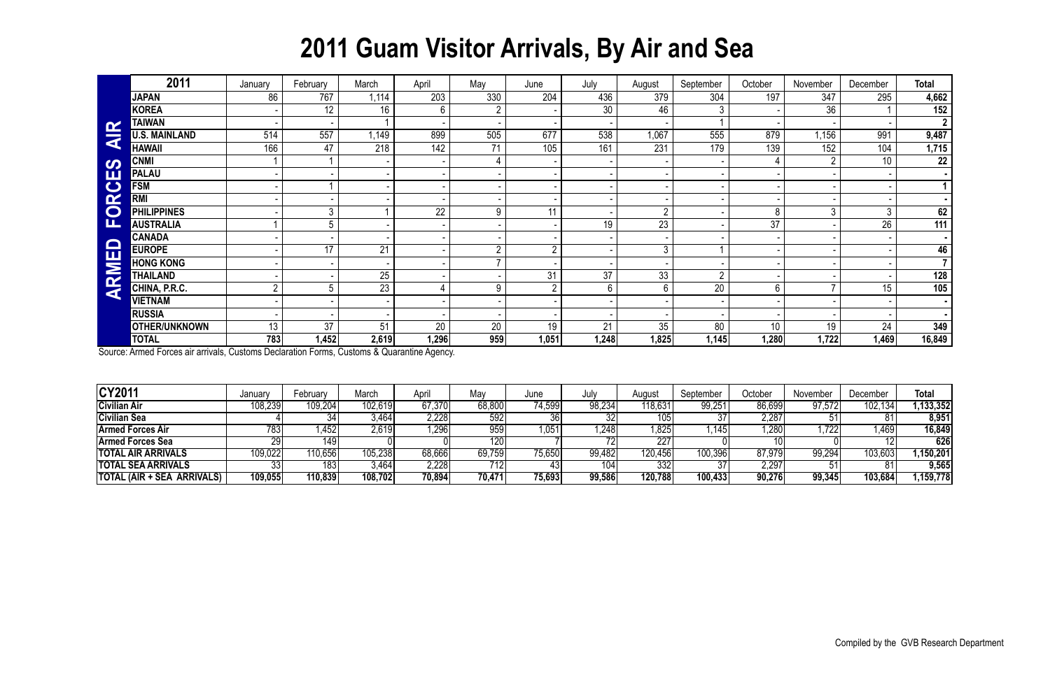# 2011 Guam Visitor Arrivals, By Air and Sea

| | 2011 | January | February | March | April | May | June | July | August | September | October | November | December | Total |
|---|---|---|---|---|---|---|---|---|---|---|---|---|---|---|
| ARMED FORCES AIR | JAPAN | 86 | 767 | 1,114 | 203 | 330 | 204 | 436 | 379 | 304 | 197 | 347 | 295 | 4,662 |
| | KOREA | - | 12 | 16 | 6 | 2 | - | 30 | 46 | 3 | - | 36 | 1 | 152 |
| | TAIWAN | - | - | 1 | - | - | - | - | - | 1 | - | - | - | 2 |
| | U.S. MAINLAND | 514 | 557 | 1,149 | 899 | 505 | 677 | 538 | 1,067 | 555 | 879 | 1,156 | 991 | 9,487 |
| | HAWAII | 166 | 47 | 218 | 142 | 71 | 105 | 161 | 231 | 179 | 139 | 152 | 104 | 1,715 |
| | CNMI | 1 | 1 | - | - | 4 | - | - | - | - | 4 | 2 | 10 | 22 |
| | PALAU | - | - | - | - | - | - | - | - | - | - | - | - | - |
| | FSM | - | 1 | - | - | - | - | - | - | - | - | - | - | 1 |
| | RMI | - | - | - | - | - | - | - | - | - | - | - | - | - |
| | PHILIPPINES | - | 3 | 1 | 22 | 9 | 11 | - | 2 | - | 8 | 3 | 3 | 62 |
| | AUSTRALIA | 1 | 5 | - | - | - | - | 19 | 23 | - | 37 | - | 26 | 111 |
| | CANADA | - | - | - | - | - | - | - | - | - | - | - | - | - |
| | EUROPE | - | 17 | 21 | - | 2 | 2 | - | 3 | 1 | - | - | - | 46 |
| | HONG KONG | - | - | - | - | 7 | - | - | - | - | - | - | - | 7 |
| | THAILAND | - | - | 25 | - | - | 31 | 37 | 33 | 2 | - | - | - | 128 |
| | CHINA, P.R.C. | 2 | 5 | 23 | 4 | 9 | 2 | 6 | 6 | 20 | 6 | 7 | 15 | 105 |
| | VIETNAM | - | - | - | - | - | - | - | - | - | - | - | - | - |
| | RUSSIA | - | - | - | - | - | - | - | - | - | - | - | - | - |
| | OTHER/UNKNOWN | 13 | 37 | 51 | 20 | 20 | 19 | 21 | 35 | 80 | 10 | 19 | 24 | 349 |
| | TOTAL | 783 | 1,452 | 2,619 | 1,296 | 959 | 1,051 | 1,248 | 1,825 | 1,145 | 1,280 | 1,722 | 1,469 | 16,849 |

Source: Armed Forces air arrivals, Customs Declaration Forms, Customs & Quarantine Agency.

| CY2011 | January | February | March | April | May | June | July | August | September | October | November | December | Total |
|---|---|---|---|---|---|---|---|---|---|---|---|---|---|
| Civilian Air | 108,239 | 109,204 | 102,619 | 67,370 | 68,800 | 74,599 | 98,234 | 118,631 | 99,251 | 86,699 | 97,572 | 102,134 | 1,133,352 |
| Civilian Sea | 4 | 34 | 3,464 | 2,228 | 592 | 36 | 32 | 105 | 37 | 2,287 | 51 | 81 | 8,951 |
| Armed Forces Air | 783 | 1,452 | 2,619 | 1,296 | 959 | 1,051 | 1,248 | 1,825 | 1,145 | 1,280 | 1,722 | 1,469 | 16,849 |
| Armed Forces Sea | 29 | 149 | 0 | 0 | 120 | 7 | 72 | 227 | 0 | 10 | 0 | 12 | 626 |
| TOTAL AIR ARRIVALS | 109,022 | 110,656 | 105,238 | 68,666 | 69,759 | 75,650 | 99,482 | 120,456 | 100,396 | 87,979 | 99,294 | 103,603 | 1,150,201 |
| TOTAL SEA ARRIVALS | 33 | 183 | 3,464 | 2,228 | 712 | 43 | 104 | 332 | 37 | 2,297 | 51 | 81 | 9,565 |
| TOTAL (AIR + SEA ARRIVALS) | 109,055 | 110,839 | 108,702 | 70,894 | 70,471 | 75,693 | 99,586 | 120,788 | 100,433 | 90,276 | 99,345 | 103,684 | 1,159,778 |

Compiled by the GVB Research Department